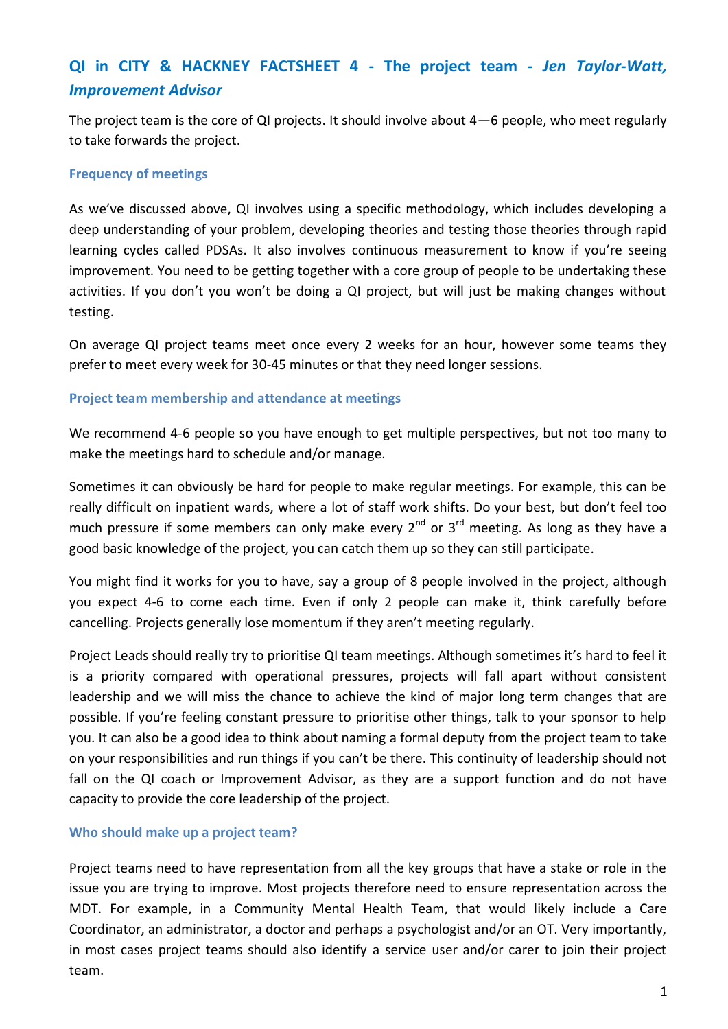# QI in CITY & HACKNEY FACTSHEET 4 - The project team - *Jen Taylor-Watt, Improvement Advisor*

The project team is the core of QI projects. It should involve about 4—6 people, who meet regularly to take forwards the project.

### Frequency of meetings

As we've discussed above, QI involves using a specific methodology, which includes developing a deep understanding of your problem, developing theories and testing those theories through rapid learning cycles called PDSAs. It also involves continuous measurement to know if you're seeing improvement. You need to be getting together with a core group of people to be undertaking these activities. If you don't you won't be doing a QI project, but will just be making changes without testing.

On average QI project teams meet once every 2 weeks for an hour, however some teams they prefer to meet every week for 30-45 minutes or that they need longer sessions.

### Project team membership and attendance at meetings

We recommend 4-6 people so you have enough to get multiple perspectives, but not too many to make the meetings hard to schedule and/or manage.

Sometimes it can obviously be hard for people to make regular meetings. For example, this can be really difficult on inpatient wards, where a lot of staff work shifts. Do your best, but don't feel too much pressure if some members can only make every 2nd or 3rd meeting. As long as they have a good basic knowledge of the project, you can catch them up so they can still participate.

You might find it works for you to have, say a group of 8 people involved in the project, although you expect 4-6 to come each time. Even if only 2 people can make it, think carefully before cancelling. Projects generally lose momentum if they aren't meeting regularly.

Project Leads should really try to prioritise QI team meetings. Although sometimes it's hard to feel it is a priority compared with operational pressures, projects will fall apart without consistent leadership and we will miss the chance to achieve the kind of major long term changes that are possible. If you're feeling constant pressure to prioritise other things, talk to your sponsor to help you. It can also be a good idea to think about naming a formal deputy from the project team to take on your responsibilities and run things if you can't be there. This continuity of leadership should not fall on the QI coach or Improvement Advisor, as they are a support function and do not have capacity to provide the core leadership of the project.

### Who should make up a project team?

Project teams need to have representation from all the key groups that have a stake or role in the issue you are trying to improve. Most projects therefore need to ensure representation across the MDT. For example, in a Community Mental Health Team, that would likely include a Care Coordinator, an administrator, a doctor and perhaps a psychologist and/or an OT. Very importantly, in most cases project teams should also identify a service user and/or carer to join their project team.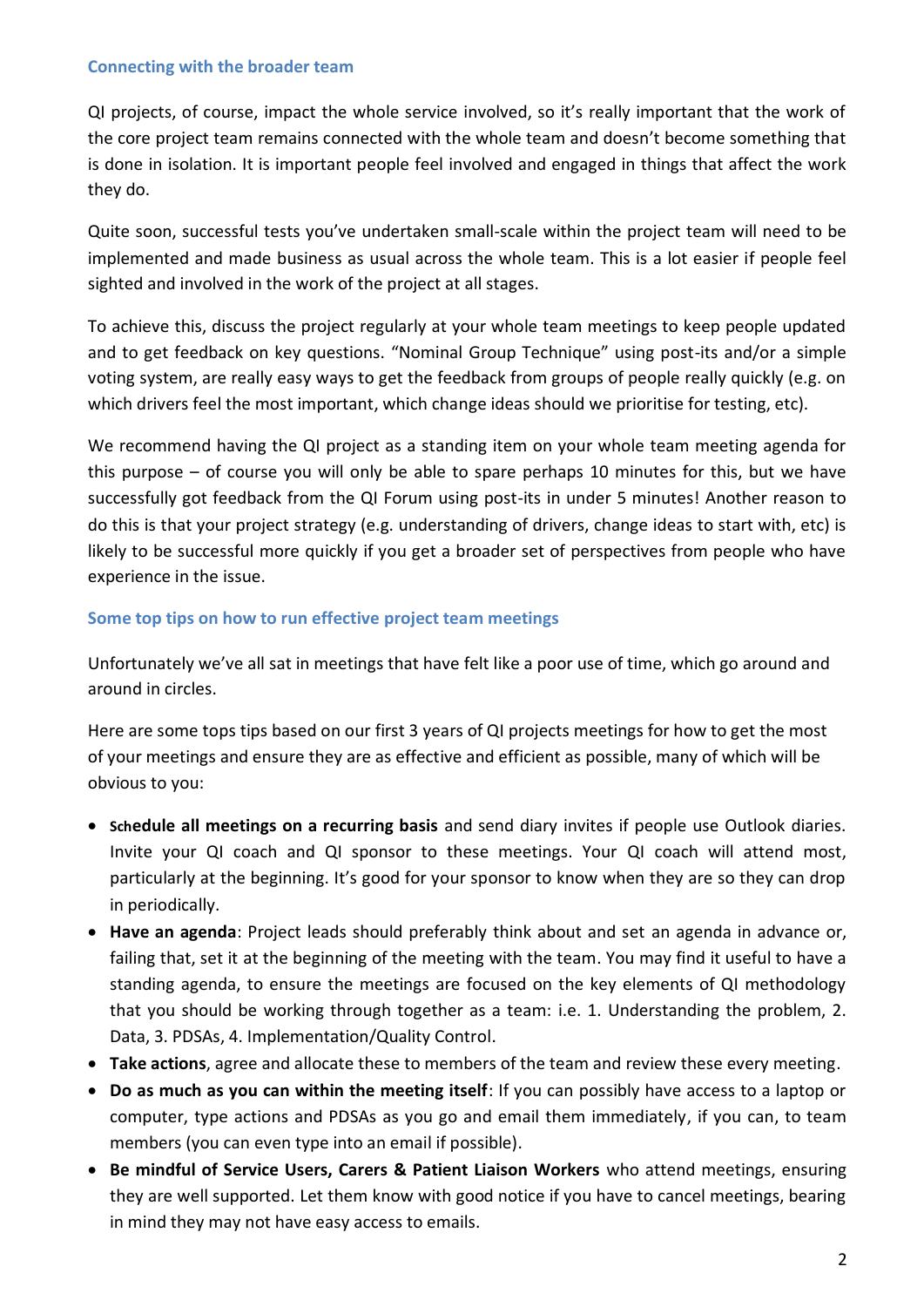### Connecting with the broader team

QI projects, of course, impact the whole service involved, so it's really important that the work of the core project team remains connected with the whole team and doesn't become something that is done in isolation. It is important people feel involved and engaged in things that affect the work they do.

Quite soon, successful tests you've undertaken small-scale within the project team will need to be implemented and made business as usual across the whole team. This is a lot easier if people feel sighted and involved in the work of the project at all stages.

To achieve this, discuss the project regularly at your whole team meetings to keep people updated and to get feedback on key questions. "Nominal Group Technique" using post-its and/or a simple voting system, are really easy ways to get the feedback from groups of people really quickly (e.g. on which drivers feel the most important, which change ideas should we prioritise for testing, etc).

We recommend having the QI project as a standing item on your whole team meeting agenda for this purpose – of course you will only be able to spare perhaps 10 minutes for this, but we have successfully got feedback from the QI Forum using post-its in under 5 minutes! Another reason to do this is that your project strategy (e.g. understanding of drivers, change ideas to start with, etc) is likely to be successful more quickly if you get a broader set of perspectives from people who have experience in the issue.

### Some top tips on how to run effective project team meetings

Unfortunately we've all sat in meetings that have felt like a poor use of time, which go around and around in circles.

Here are some tops tips based on our first 3 years of QI projects meetings for how to get the most of your meetings and ensure they are as effective and efficient as possible, many of which will be obvious to you:

- **Schedule all meetings on a recurring basis** and send diary invites if people use Outlook diaries. Invite your QI coach and QI sponsor to these meetings. Your QI coach will attend most, particularly at the beginning. It's good for your sponsor to know when they are so they can drop in periodically.
- **Have an agenda**: Project leads should preferably think about and set an agenda in advance or, failing that, set it at the beginning of the meeting with the team. You may find it useful to have a standing agenda, to ensure the meetings are focused on the key elements of QI methodology that you should be working through together as a team: i.e. 1. Understanding the problem, 2. Data, 3. PDSAs, 4. Implementation/Quality Control.
- **Take actions**, agree and allocate these to members of the team and review these every meeting.
- **Do as much as you can within the meeting itself**: If you can possibly have access to a laptop or computer, type actions and PDSAs as you go and email them immediately, if you can, to team members (you can even type into an email if possible).
- **Be mindful of Service Users, Carers & Patient Liaison Workers** who attend meetings, ensuring they are well supported. Let them know with good notice if you have to cancel meetings, bearing in mind they may not have easy access to emails.